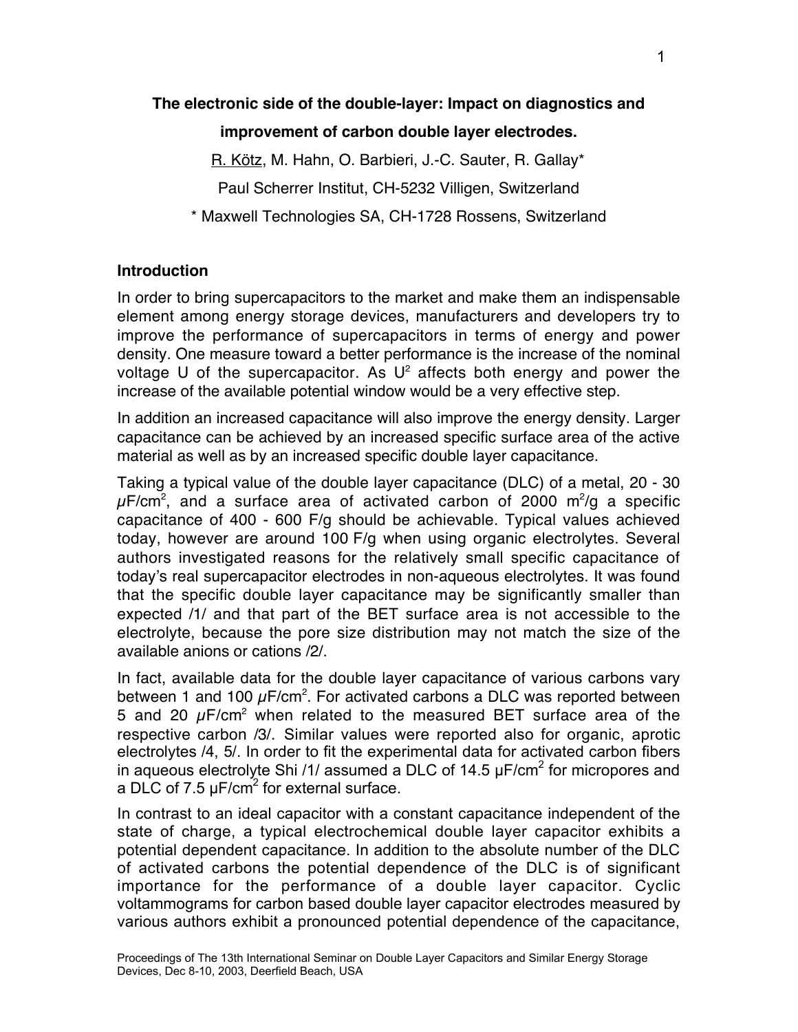# The electronic side of the double-layer: Impact on diagnostics and improvement of carbon double layer electrodes.

R. Kötz, M. Hahn, O. Barbieri, J.-C. Sauter, R. Gallay*

Paul Scherrer Institut, CH-5232 Villigen, Switzerland

\* Maxwell Technologies SA, CH-1728 Rossens, Switzerland

## Introduction

In order to bring supercapacitors to the market and make them an indispensable element among energy storage devices, manufacturers and developers try to improve the performance of supercapacitors in terms of energy and power density. One measure toward a better performance is the increase of the nominal voltage U of the supercapacitor. As $U^2$ affects both energy and power the increase of the available potential window would be a very effective step.

In addition an increased capacitance will also improve the energy density. Larger capacitance can be achieved by an increased specific surface area of the active material as well as by an increased specific double layer capacitance.

Taking a typical value of the double layer capacitance (DLC) of a metal, 20 - 30 $\mu F/cm^2$, and a surface area of activated carbon of 2000 $m^2/g$ a specific capacitance of 400 - 600 F/g should be achievable. Typical values achieved today, however are around 100 F/g when using organic electrolytes. Several authors investigated reasons for the relatively small specific capacitance of today's real supercapacitor electrodes in non-aqueous electrolytes. It was found that the specific double layer capacitance may be significantly smaller than expected /1/ and that part of the BET surface area is not accessible to the electrolyte, because the pore size distribution may not match the size of the available anions or cations /2/.

In fact, available data for the double layer capacitance of various carbons vary between 1 and 100 $\mu F/cm^2$. For activated carbons a DLC was reported between 5 and 20 $\mu F/cm^2$ when related to the measured BET surface area of the respective carbon /3/. Similar values were reported also for organic, aprotic electrolytes /4, 5/. In order to fit the experimental data for activated carbon fibers in aqueous electrolyte Shi /1/ assumed a DLC of 14.5 $\mu F/cm^2$ for micropores and a DLC of 7.5 $\mu F/cm^2$ for external surface.

In contrast to an ideal capacitor with a constant capacitance independent of the state of charge, a typical electrochemical double layer capacitor exhibits a potential dependent capacitance. In addition to the absolute number of the DLC of activated carbons the potential dependence of the DLC is of significant importance for the performance of a double layer capacitor. Cyclic voltammograms for carbon based double layer capacitor electrodes measured by various authors exhibit a pronounced potential dependence of the capacitance,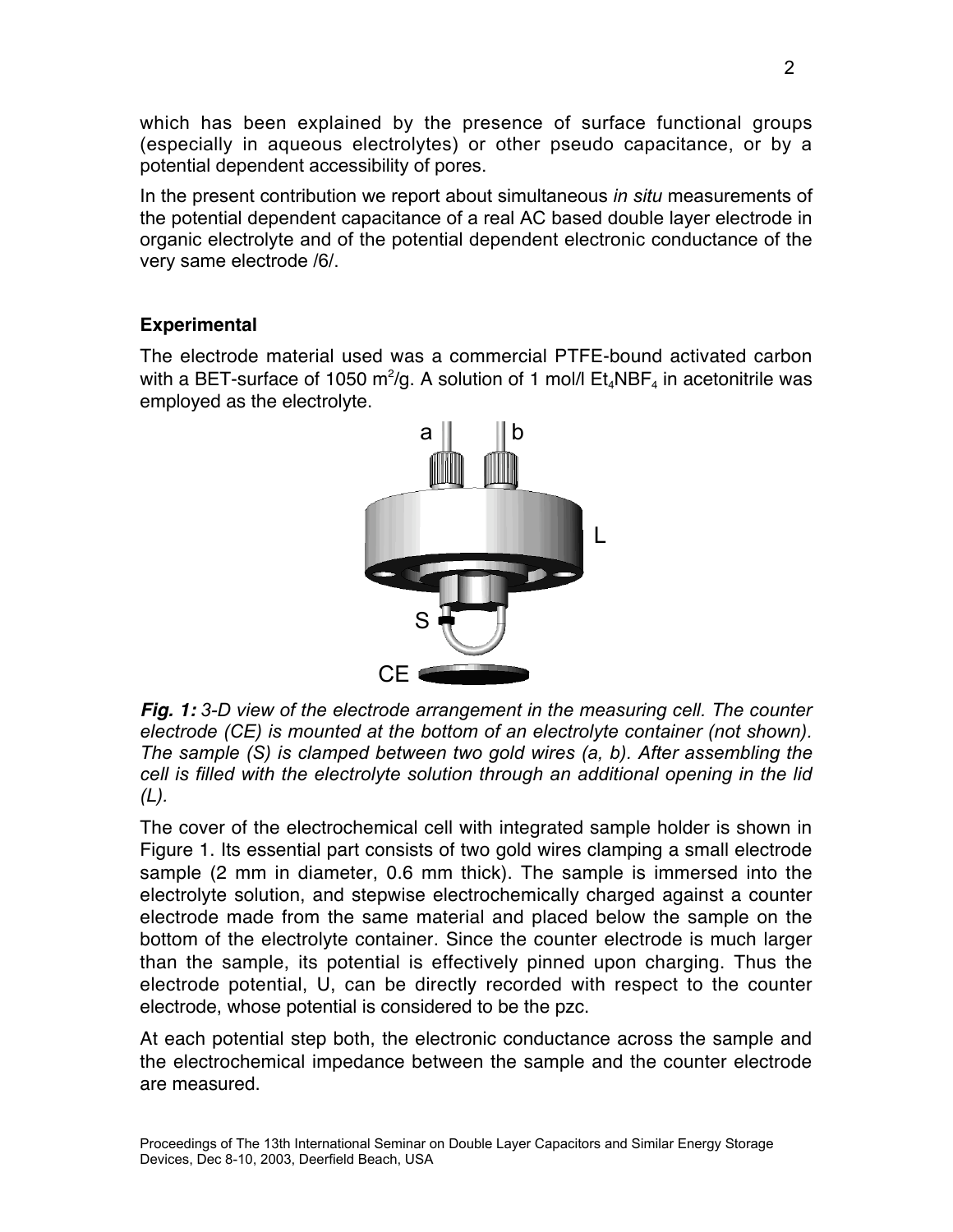which has been explained by the presence of surface functional groups (especially in aqueous electrolytes) or other pseudo capacitance, or by a potential dependent accessibility of pores.

In the present contribution we report about simultaneous *in situ* measurements of the potential dependent capacitance of a real AC based double layer electrode in organic electrolyte and of the potential dependent electronic conductance of the very same electrode /6/.

### Experimental

The electrode material used was a commercial PTFE-bound activated carbon with a BET-surface of 1050 $m^2/g$. A solution of 1 mol/l $Et_4NBF_4$ in acetonitrile was employed as the electrolyte.

***Fig. 1:*** *3-D view of the electrode arrangement in the measuring cell. The counter electrode (CE) is mounted at the bottom of an electrolyte container (not shown). The sample (S) is clamped between two gold wires (a, b). After assembling the cell is filled with the electrolyte solution through an additional opening in the lid (L).*

The cover of the electrochemical cell with integrated sample holder is shown in Figure 1. Its essential part consists of two gold wires clamping a small electrode sample (2 mm in diameter, 0.6 mm thick). The sample is immersed into the electrolyte solution, and stepwise electrochemically charged against a counter electrode made from the same material and placed below the sample on the bottom of the electrolyte container. Since the counter electrode is much larger than the sample, its potential is effectively pinned upon charging. Thus the electrode potential, U, can be directly recorded with respect to the counter electrode, whose potential is considered to be the pzc.

At each potential step both, the electronic conductance across the sample and the electrochemical impedance between the sample and the counter electrode are measured.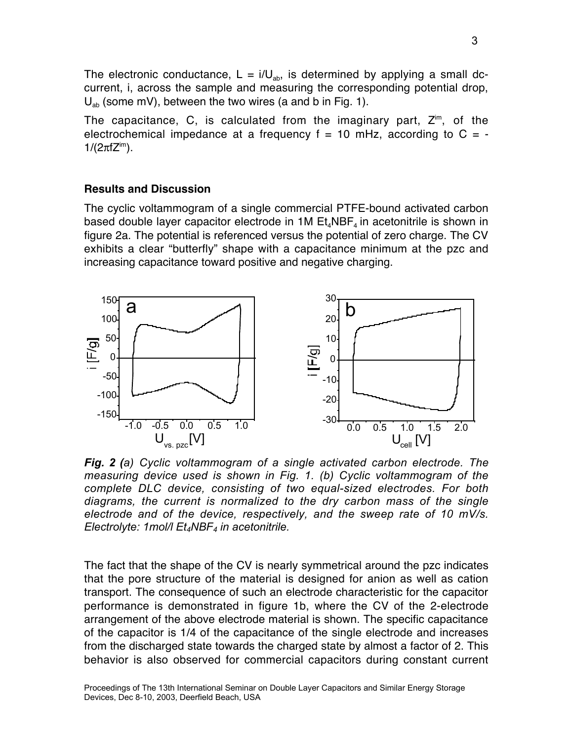The electronic conductance, $L = i/U_{ab}$, is determined by applying a small dc-current, i, across the sample and measuring the corresponding potential drop, $U_{ab}$ (some mV), between the two wires (a and b in Fig. 1).

The capacitance, C, is calculated from the imaginary part, $Z^{im}$, of the electrochemical impedance at a frequency f = 10 mHz, according to $C = -1/(2\pi f Z^{im})$.

## Results and Discussion

The cyclic voltammogram of a single commercial PTFE-bound activated carbon based double layer capacitor electrode in 1M $Et_4NBF_4$ in acetonitrile is shown in figure 2a. The potential is referenced versus the potential of zero charge. The CV exhibits a clear "butterfly" shape with a capacitance minimum at the pzc and increasing capacitance toward positive and negative charging.

***Fig. 2 (****a) Cyclic voltammogram of a single activated carbon electrode. The measuring device used is shown in Fig. 1. (b) Cyclic voltammogram of the complete DLC device, consisting of two equal-sized electrodes. For both diagrams, the current is normalized to the dry carbon mass of the single electrode and of the device, respectively, and the sweep rate of 10 mV/s. Electrolyte: 1mol/l $Et_4NBF_4$ in acetonitrile.*

The fact that the shape of the CV is nearly symmetrical around the pzc indicates that the pore structure of the material is designed for anion as well as cation transport. The consequence of such an electrode characteristic for the capacitor performance is demonstrated in figure 1b, where the CV of the 2-electrode arrangement of the above electrode material is shown. The specific capacitance of the capacitor is 1/4 of the capacitance of the single electrode and increases from the discharged state towards the charged state by almost a factor of 2. This behavior is also observed for commercial capacitors during constant current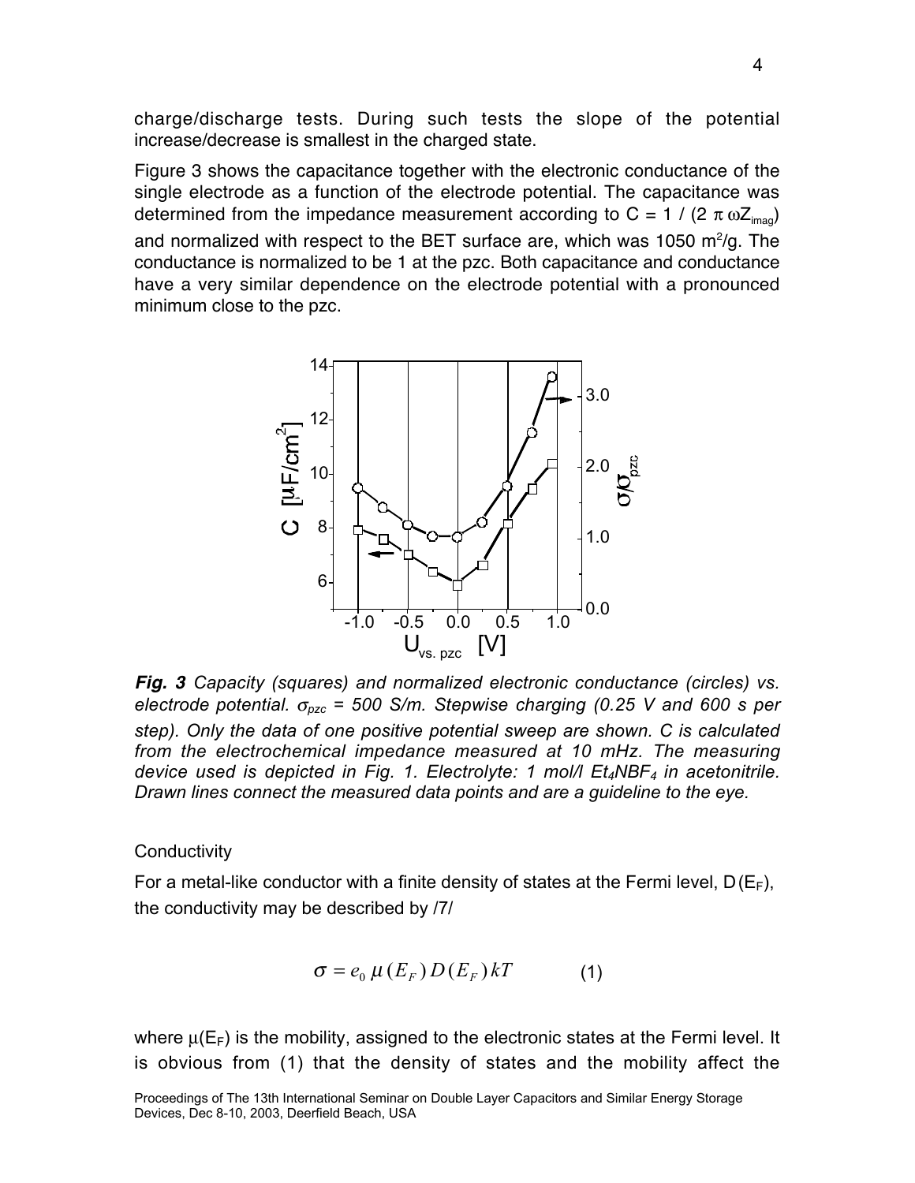charge/discharge tests. During such tests the slope of the potential increase/decrease is smallest in the charged state.

Figure 3 shows the capacitance together with the electronic conductance of the single electrode as a function of the electrode potential. The capacitance was determined from the impedance measurement according to $C = 1 / (2 \pi \omega Z_{imag})$ and normalized with respect to the BET surface are, which was 1050 m$^2$/g. The conductance is normalized to be 1 at the pzc. Both capacitance and conductance have a very similar dependence on the electrode potential with a pronounced minimum close to the pzc.

***Fig. 3*** *Capacity (squares) and normalized electronic conductance (circles) vs. electrode potential. $\sigma_{pzc}$ = 500 S/m. Stepwise charging (0.25 V and 600 s per step). Only the data of one positive potential sweep are shown. C is calculated from the electrochemical impedance measured at 10 mHz. The measuring device used is depicted in Fig. 1. Electrolyte: 1 mol/l $Et_4NBF_4$ in acetonitrile. Drawn lines connect the measured data points and are a guideline to the eye.*

Conductivity

For a metal-like conductor with a finite density of states at the Fermi level, $D(E_F)$, the conductivity may be described by /7/

$$\sigma = e_0 \, \mu(E_F) \, D(E_F) \, kT \qquad (1)$$

where $\mu(E_F)$ is the mobility, assigned to the electronic states at the Fermi level. It is obvious from (1) that the density of states and the mobility affect the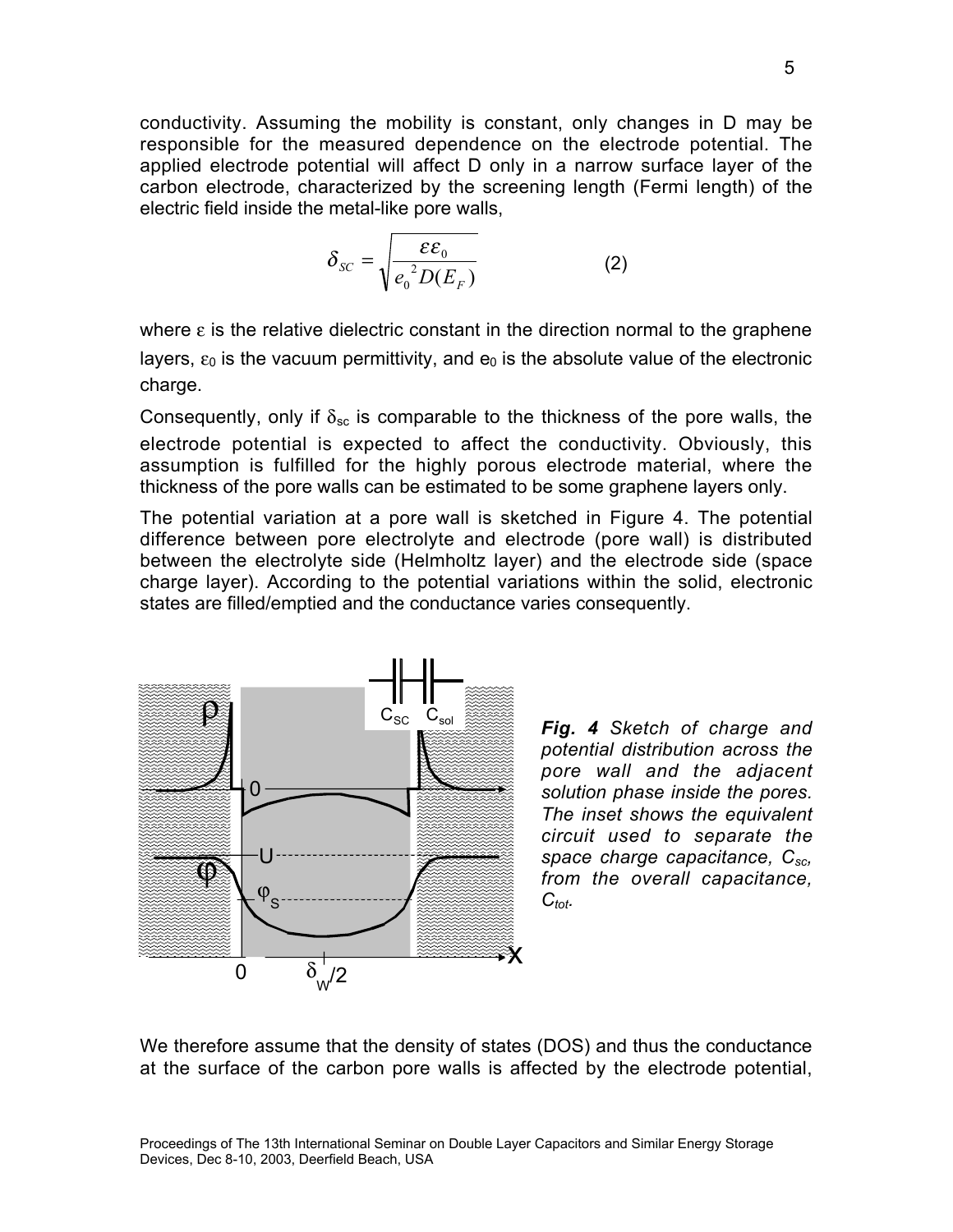conductivity. Assuming the mobility is constant, only changes in D may be responsible for the measured dependence on the electrode potential. The applied electrode potential will affect D only in a narrow surface layer of the carbon electrode, characterized by the screening length (Fermi length) of the electric field inside the metal-like pore walls,

$$\delta_{SC} = \sqrt{\frac{\varepsilon\varepsilon_0}{e_0^{\,2} D(E_F)}} \qquad (2)$$

where $\varepsilon$ is the relative dielectric constant in the direction normal to the graphene layers, $\varepsilon_0$ is the vacuum permittivity, and $e_0$ is the absolute value of the electronic charge.

Consequently, only if $\delta_{sc}$ is comparable to the thickness of the pore walls, the electrode potential is expected to affect the conductivity. Obviously, this assumption is fulfilled for the highly porous electrode material, where the thickness of the pore walls can be estimated to be some graphene layers only.

The potential variation at a pore wall is sketched in Figure 4. The potential difference between pore electrolyte and electrode (pore wall) is distributed between the electrolyte side (Helmholtz layer) and the electrode side (space charge layer). According to the potential variations within the solid, electronic states are filled/emptied and the conductance varies consequently.

***Fig. 4*** *Sketch of charge and potential distribution across the pore wall and the adjacent solution phase inside the pores. The inset shows the equivalent circuit used to separate the space charge capacitance, $C_{sc}$, from the overall capacitance, $C_{tot}$.*

We therefore assume that the density of states (DOS) and thus the conductance at the surface of the carbon pore walls is affected by the electrode potential,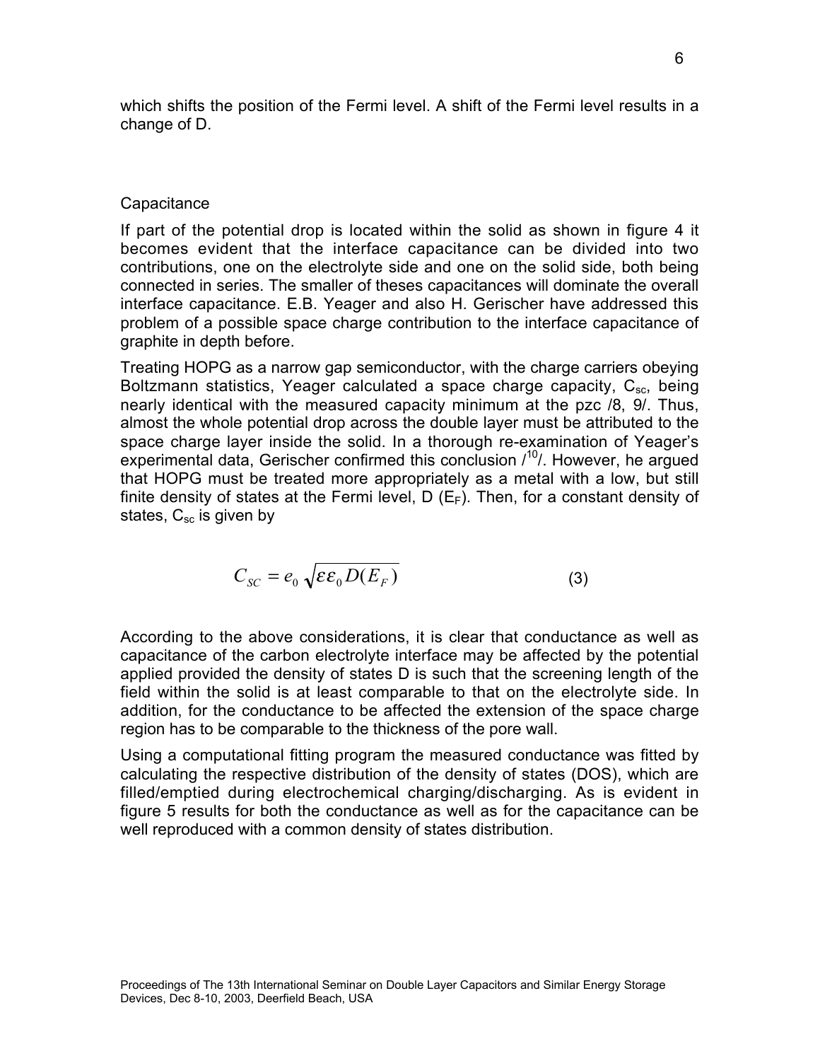which shifts the position of the Fermi level. A shift of the Fermi level results in a change of D.

## Capacitance

If part of the potential drop is located within the solid as shown in figure 4 it becomes evident that the interface capacitance can be divided into two contributions, one on the electrolyte side and one on the solid side, both being connected in series. The smaller of theses capacitances will dominate the overall interface capacitance. E.B. Yeager and also H. Gerischer have addressed this problem of a possible space charge contribution to the interface capacitance of graphite in depth before.

Treating HOPG as a narrow gap semiconductor, with the charge carriers obeying Boltzmann statistics, Yeager calculated a space charge capacity, $C_{sc}$, being nearly identical with the measured capacity minimum at the pzc /8, 9/. Thus, almost the whole potential drop across the double layer must be attributed to the space charge layer inside the solid. In a thorough re-examination of Yeager's experimental data, Gerischer confirmed this conclusion /[10]/. However, he argued that HOPG must be treated more appropriately as a metal with a low, but still finite density of states at the Fermi level, D ($E_F$). Then, for a constant density of states, $C_{sc}$ is given by

$$C_{SC} = e_0 \sqrt{\varepsilon \varepsilon_0 D(E_F)} \qquad (3)$$

According to the above considerations, it is clear that conductance as well as capacitance of the carbon electrolyte interface may be affected by the potential applied provided the density of states D is such that the screening length of the field within the solid is at least comparable to that on the electrolyte side. In addition, for the conductance to be affected the extension of the space charge region has to be comparable to the thickness of the pore wall.

Using a computational fitting program the measured conductance was fitted by calculating the respective distribution of the density of states (DOS), which are filled/emptied during electrochemical charging/discharging. As is evident in figure 5 results for both the conductance as well as for the capacitance can be well reproduced with a common density of states distribution.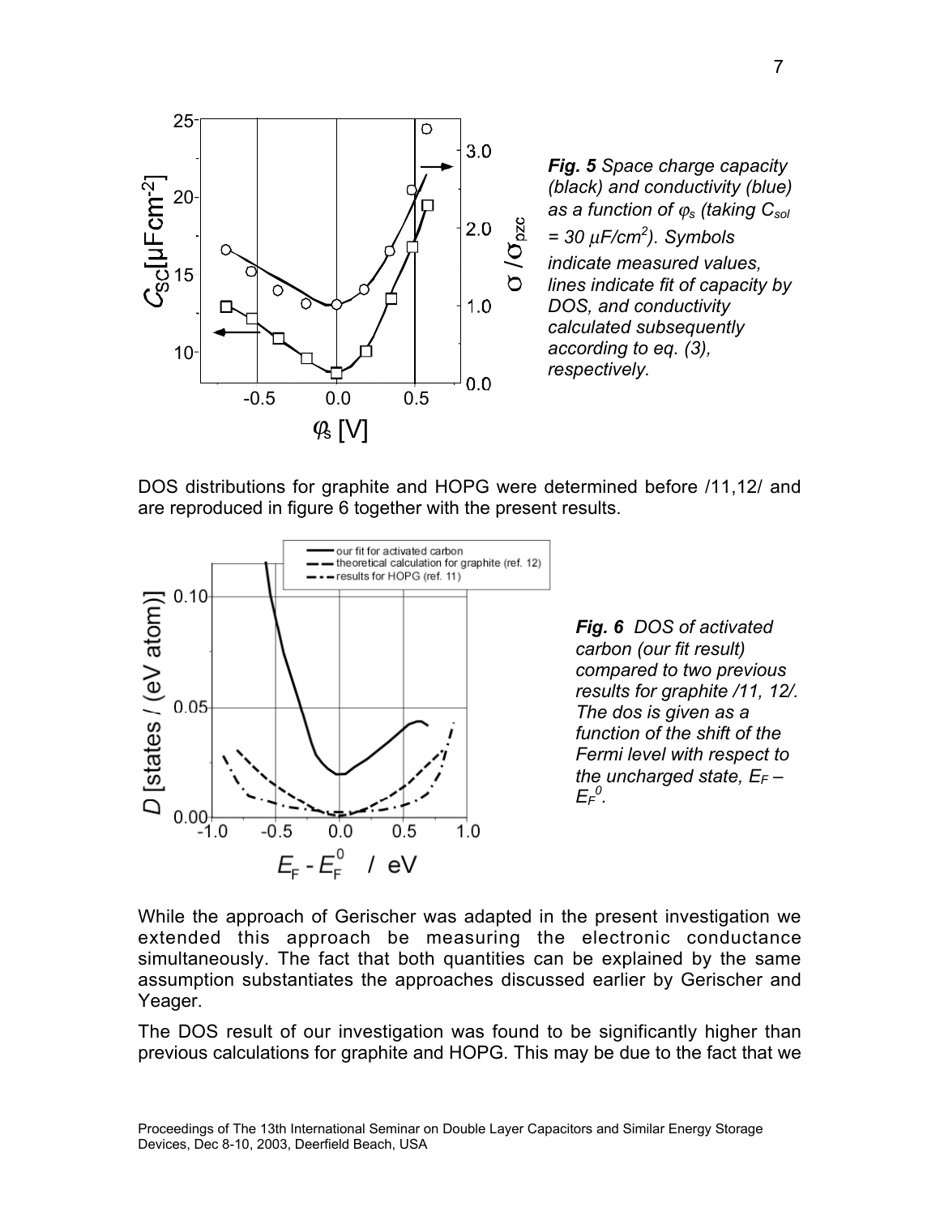*Fig. 5 Space charge capacity (black) and conductivity (blue) as a function of $\varphi_s$ (taking $C_{sol}$ = 30 $\mu F/cm^2$). Symbols indicate measured values, lines indicate fit of capacity by DOS, and conductivity calculated subsequently according to eq. (3), respectively.*

DOS distributions for graphite and HOPG were determined before /11,12/ and are reproduced in figure 6 together with the present results.

*Fig. 6 DOS of activated carbon (our fit result) compared to two previous results for graphite /11, 12/. The dos is given as a function of the shift of the Fermi level with respect to the uncharged state, $E_F - E_F^0$.*

While the approach of Gerischer was adapted in the present investigation we extended this approach be measuring the electronic conductance simultaneously. The fact that both quantities can be explained by the same assumption substantiates the approaches discussed earlier by Gerischer and Yeager.

The DOS result of our investigation was found to be significantly higher than previous calculations for graphite and HOPG. This may be due to the fact that we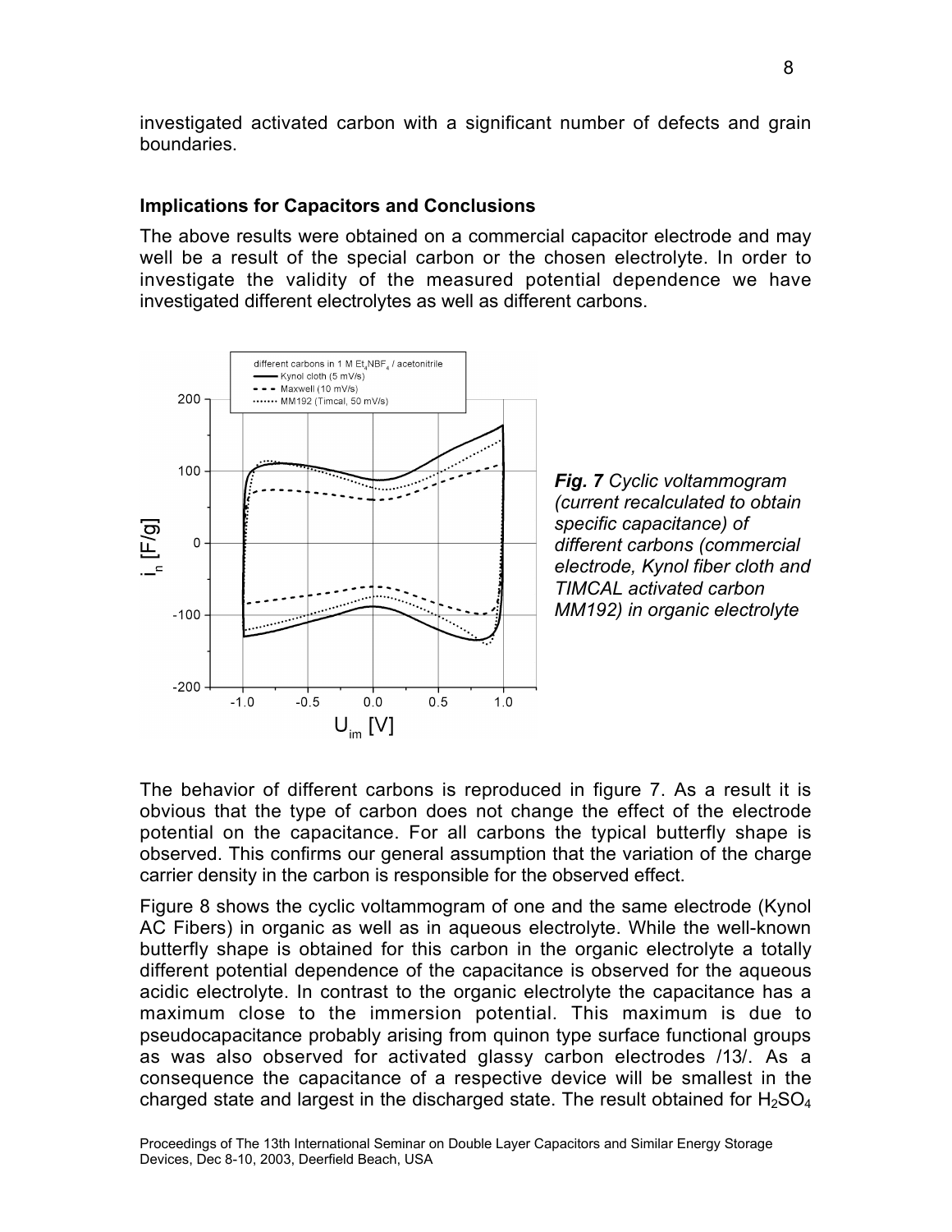investigated activated carbon with a significant number of defects and grain boundaries.

### Implications for Capacitors and Conclusions

The above results were obtained on a commercial capacitor electrode and may well be a result of the special carbon or the chosen electrolyte. In order to investigate the validity of the measured potential dependence we have investigated different electrolytes as well as different carbons.

***Fig. 7*** *Cyclic voltammogram (current recalculated to obtain specific capacitance) of different carbons (commercial electrode, Kynol fiber cloth and TIMCAL activated carbon MM192) in organic electrolyte*

The behavior of different carbons is reproduced in figure 7. As a result it is obvious that the type of carbon does not change the effect of the electrode potential on the capacitance. For all carbons the typical butterfly shape is observed. This confirms our general assumption that the variation of the charge carrier density in the carbon is responsible for the observed effect.

Figure 8 shows the cyclic voltammogram of one and the same electrode (Kynol AC Fibers) in organic as well as in aqueous electrolyte. While the well-known butterfly shape is obtained for this carbon in the organic electrolyte a totally different potential dependence of the capacitance is observed for the aqueous acidic electrolyte. In contrast to the organic electrolyte the capacitance has a maximum close to the immersion potential. This maximum is due to pseudocapacitance probably arising from quinon type surface functional groups as was also observed for activated glassy carbon electrodes /13/. As a consequence the capacitance of a respective device will be smallest in the charged state and largest in the discharged state. The result obtained for $H_2SO_4$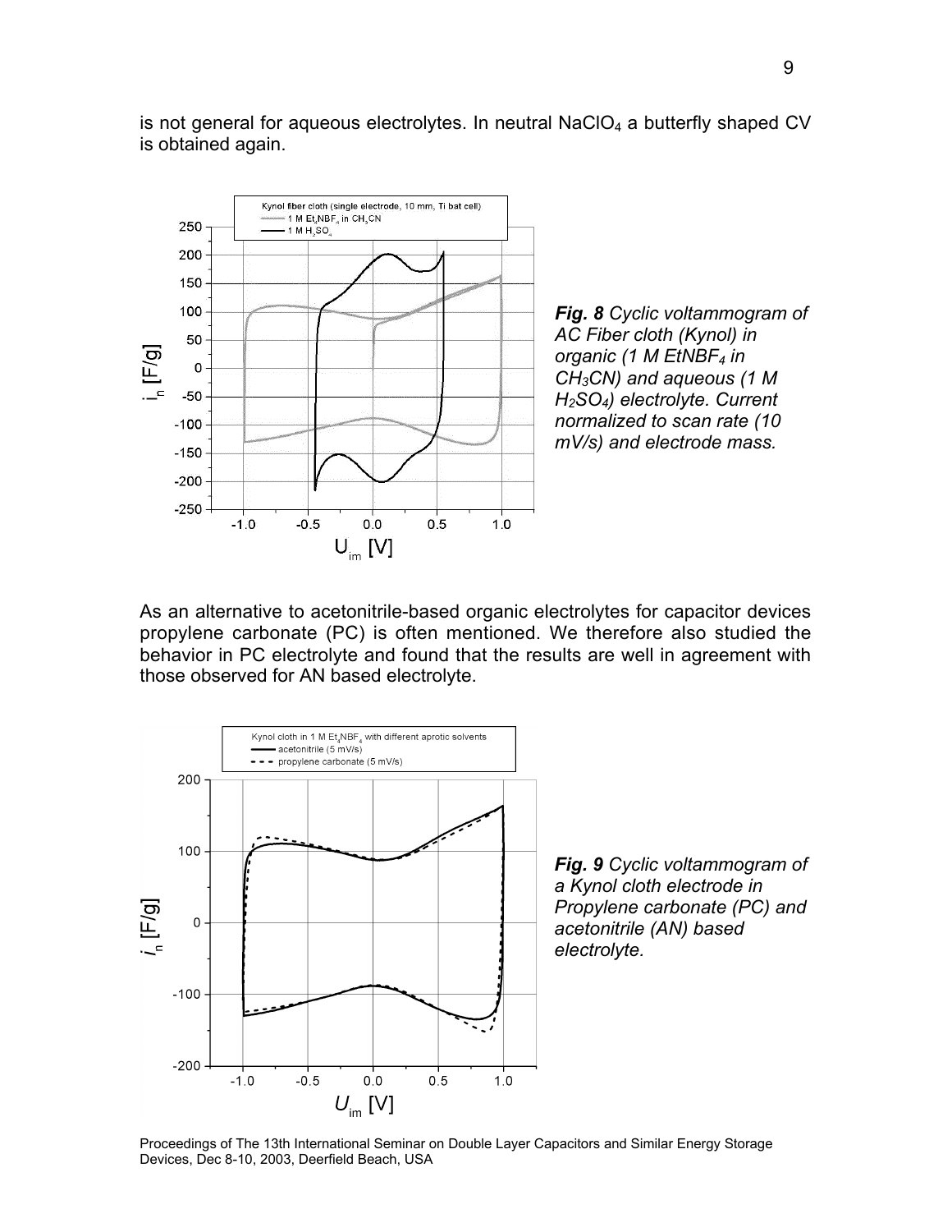is not general for aqueous electrolytes. In neutral $NaClO_4$ a butterfly shaped CV is obtained again.

***Fig. 8** Cyclic voltammogram of AC Fiber cloth (Kynol) in organic (1 M $EtNBF_4$ in $CH_3CN$) and aqueous (1 M $H_2SO_4$) electrolyte. Current normalized to scan rate (10 mV/s) and electrode mass.*

As an alternative to acetonitrile-based organic electrolytes for capacitor devices propylene carbonate (PC) is often mentioned. We therefore also studied the behavior in PC electrolyte and found that the results are well in agreement with those observed for AN based electrolyte.

***Fig. 9** Cyclic voltammogram of a Kynol cloth electrode in Propylene carbonate (PC) and acetonitrile (AN) based electrolyte.*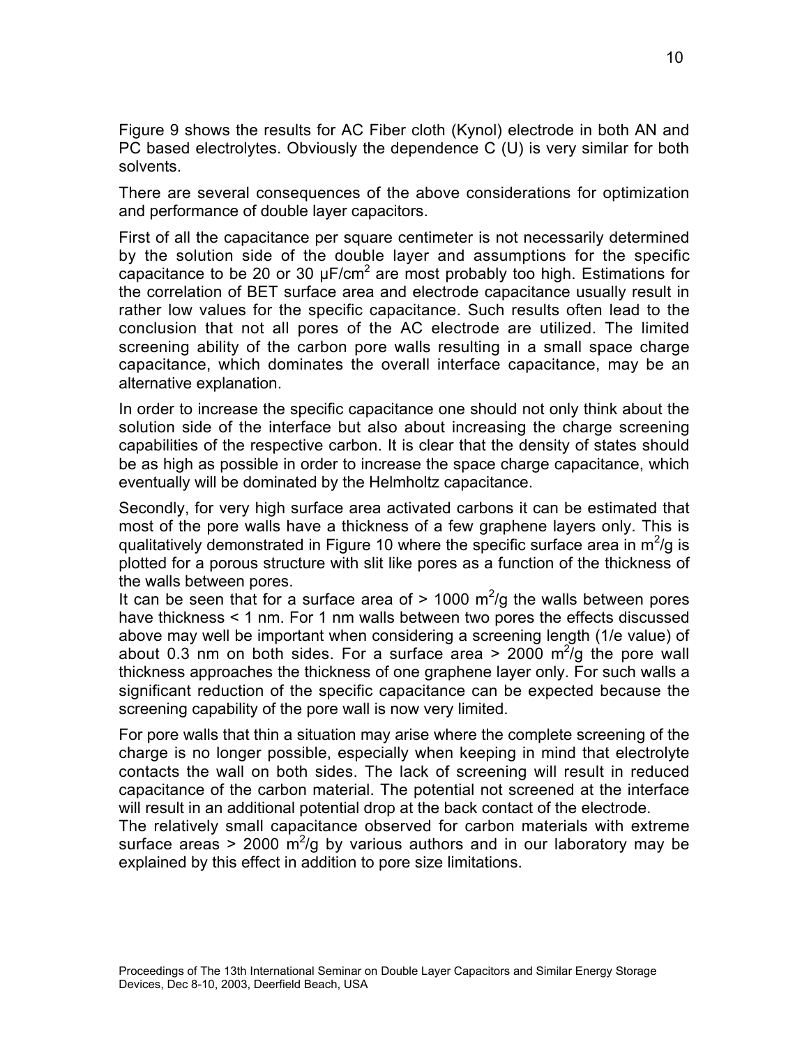Figure 9 shows the results for AC Fiber cloth (Kynol) electrode in both AN and PC based electrolytes. Obviously the dependence C (U) is very similar for both solvents.

There are several consequences of the above considerations for optimization and performance of double layer capacitors.

First of all the capacitance per square centimeter is not necessarily determined by the solution side of the double layer and assumptions for the specific capacitance to be 20 or 30 $\mu F/cm^2$ are most probably too high. Estimations for the correlation of BET surface area and electrode capacitance usually result in rather low values for the specific capacitance. Such results often lead to the conclusion that not all pores of the AC electrode are utilized. The limited screening ability of the carbon pore walls resulting in a small space charge capacitance, which dominates the overall interface capacitance, may be an alternative explanation.

In order to increase the specific capacitance one should not only think about the solution side of the interface but also about increasing the charge screening capabilities of the respective carbon. It is clear that the density of states should be as high as possible in order to increase the space charge capacitance, which eventually will be dominated by the Helmholtz capacitance.

Secondly, for very high surface area activated carbons it can be estimated that most of the pore walls have a thickness of a few graphene layers only. This is qualitatively demonstrated in Figure 10 where the specific surface area in $m^2/g$ is plotted for a porous structure with slit like pores as a function of the thickness of the walls between pores.

It can be seen that for a surface area of > 1000 $m^2/g$ the walls between pores have thickness < 1 nm. For 1 nm walls between two pores the effects discussed above may well be important when considering a screening length (1/e value) of about 0.3 nm on both sides. For a surface area > 2000 $m^2/g$ the pore wall thickness approaches the thickness of one graphene layer only. For such walls a significant reduction of the specific capacitance can be expected because the screening capability of the pore wall is now very limited.

For pore walls that thin a situation may arise where the complete screening of the charge is no longer possible, especially when keeping in mind that electrolyte contacts the wall on both sides. The lack of screening will result in reduced capacitance of the carbon material. The potential not screened at the interface will result in an additional potential drop at the back contact of the electrode.

The relatively small capacitance observed for carbon materials with extreme surface areas > 2000 $m^2/g$ by various authors and in our laboratory may be explained by this effect in addition to pore size limitations.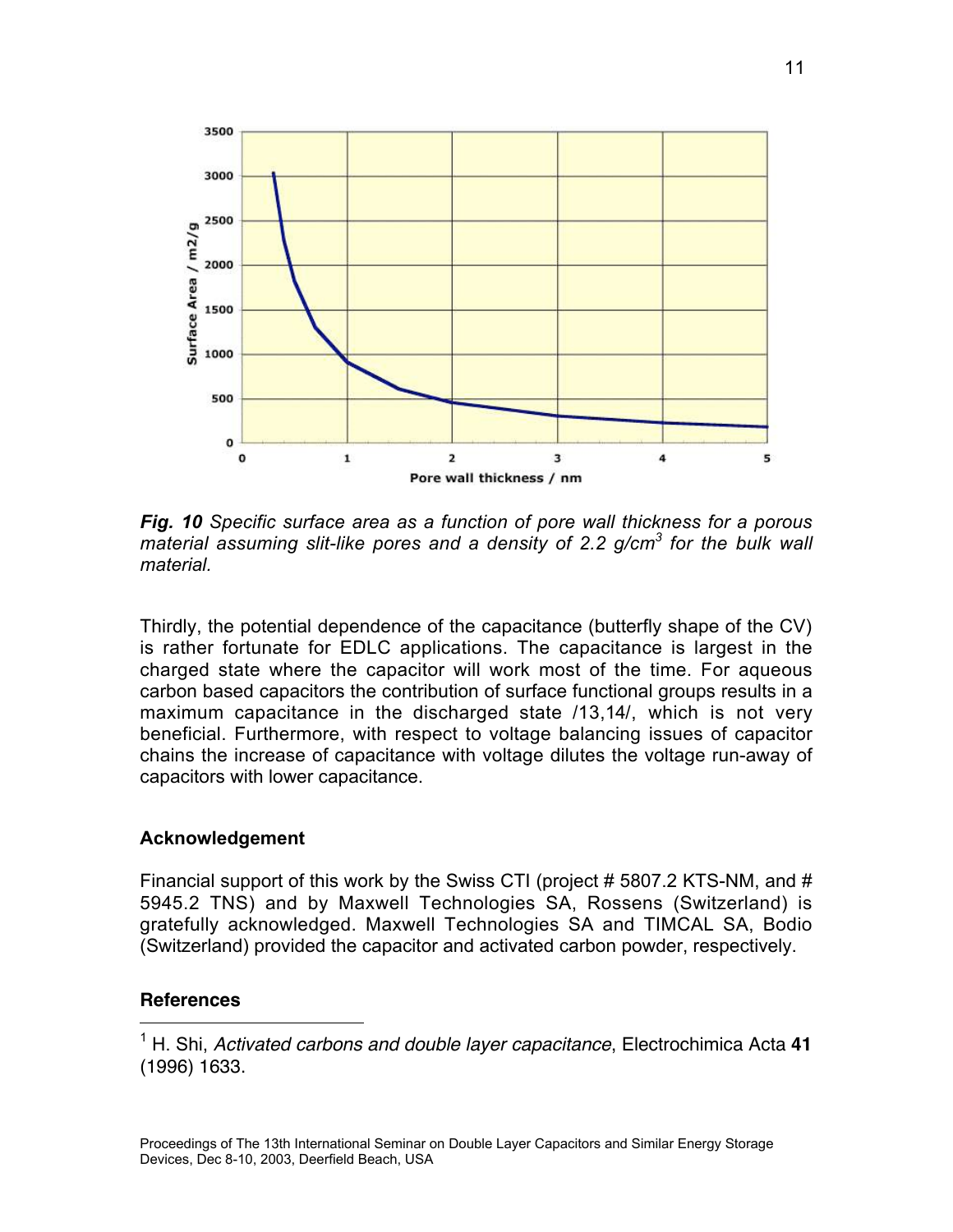*Fig. 10* Specific surface area as a function of pore wall thickness for a porous material assuming slit-like pores and a density of 2.2 g/cm$^3$ for the bulk wall material.

Thirdly, the potential dependence of the capacitance (butterfly shape of the CV) is rather fortunate for EDLC applications. The capacitance is largest in the charged state where the capacitor will work most of the time. For aqueous carbon based capacitors the contribution of surface functional groups results in a maximum capacitance in the discharged state /13,14/, which is not very beneficial. Furthermore, with respect to voltage balancing issues of capacitor chains the increase of capacitance with voltage dilutes the voltage run-away of capacitors with lower capacitance.

## Acknowledgement

Financial support of this work by the Swiss CTI (project # 5807.2 KTS-NM, and # 5945.2 TNS) and by Maxwell Technologies SA, Rossens (Switzerland) is gratefully acknowledged. Maxwell Technologies SA and TIMCAL SA, Bodio (Switzerland) provided the capacitor and activated carbon powder, respectively.

## References

[1] H. Shi, *Activated carbons and double layer capacitance*, Electrochimica Acta **41** (1996) 1633.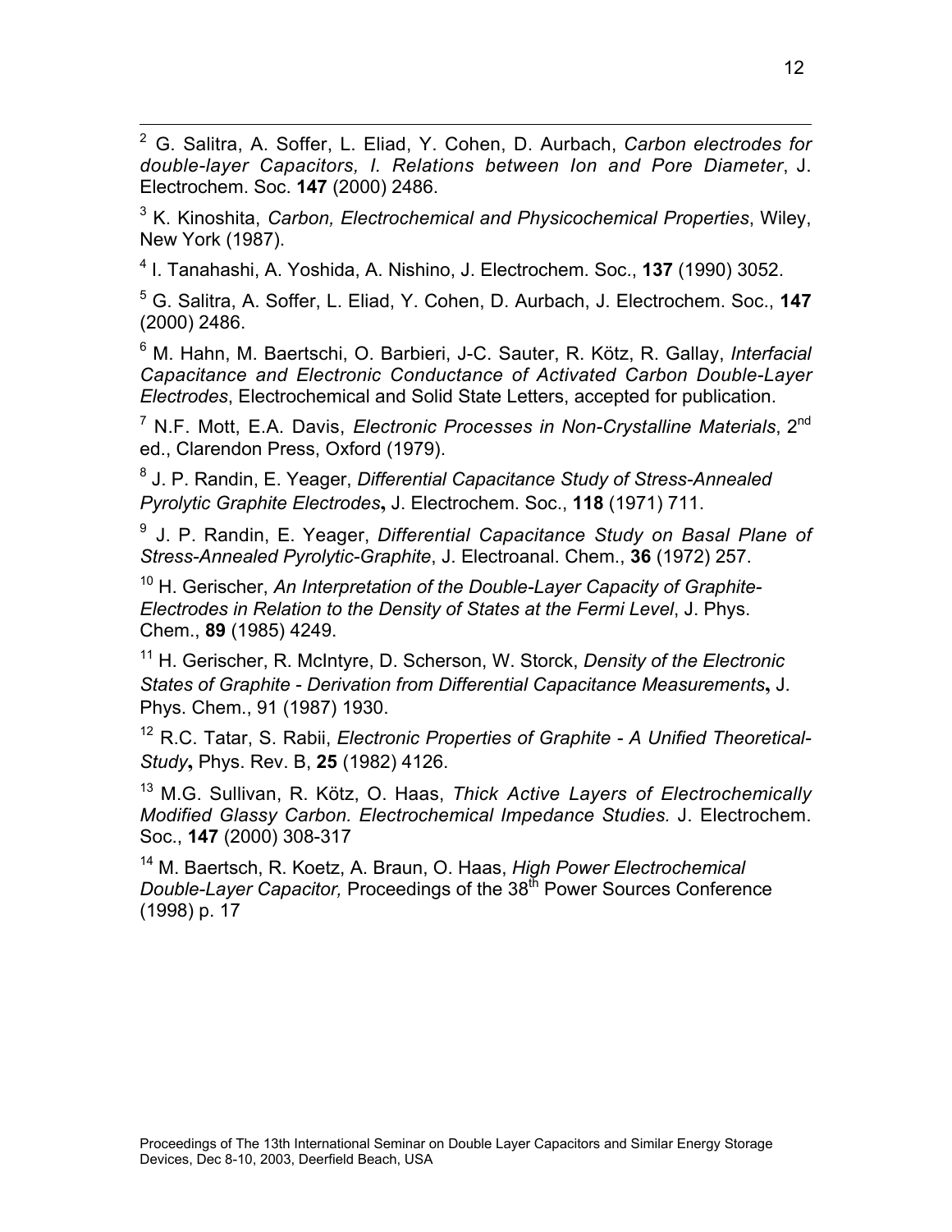[2] G. Salitra, A. Soffer, L. Eliad, Y. Cohen, D. Aurbach, *Carbon electrodes for double-layer Capacitors, I. Relations between Ion and Pore Diameter*, J. Electrochem. Soc. **147** (2000) 2486.

[3] K. Kinoshita, *Carbon, Electrochemical and Physicochemical Properties*, Wiley, New York (1987).

[4] I. Tanahashi, A. Yoshida, A. Nishino, J. Electrochem. Soc., **137** (1990) 3052.

[5] G. Salitra, A. Soffer, L. Eliad, Y. Cohen, D. Aurbach, J. Electrochem. Soc., **147** (2000) 2486.

[6] M. Hahn, M. Baertschi, O. Barbieri, J-C. Sauter, R. Kötz, R. Gallay, *Interfacial Capacitance and Electronic Conductance of Activated Carbon Double-Layer Electrodes*, Electrochemical and Solid State Letters, accepted for publication.

[7] N.F. Mott, E.A. Davis, *Electronic Processes in Non-Crystalline Materials*, 2nd ed., Clarendon Press, Oxford (1979).

[8] J. P. Randin, E. Yeager, *Differential Capacitance Study of Stress-Annealed Pyrolytic Graphite Electrodes***,** J. Electrochem. Soc., **118** (1971) 711.

[9] J. P. Randin, E. Yeager, *Differential Capacitance Study on Basal Plane of Stress-Annealed Pyrolytic-Graphite*, J. Electroanal. Chem., **36** (1972) 257.

[10] H. Gerischer, *An Interpretation of the Double-Layer Capacity of Graphite-Electrodes in Relation to the Density of States at the Fermi Level*, J. Phys. Chem., **89** (1985) 4249.

[11] H. Gerischer, R. McIntyre, D. Scherson, W. Storck, *Density of the Electronic States of Graphite - Derivation from Differential Capacitance Measurements***,** J. Phys. Chem., 91 (1987) 1930.

[12] R.C. Tatar, S. Rabii, *Electronic Properties of Graphite - A Unified Theoretical-Study***,** Phys. Rev. B, **25** (1982) 4126.

[13] M.G. Sullivan, R. Kötz, O. Haas, *Thick Active Layers of Electrochemically Modified Glassy Carbon. Electrochemical Impedance Studies.* J. Electrochem. Soc., **147** (2000) 308-317

[14] M. Baertsch, R. Koetz, A. Braun, O. Haas, *High Power Electrochemical Double-Layer Capacitor,* Proceedings of the 38th Power Sources Conference (1998) p. 17